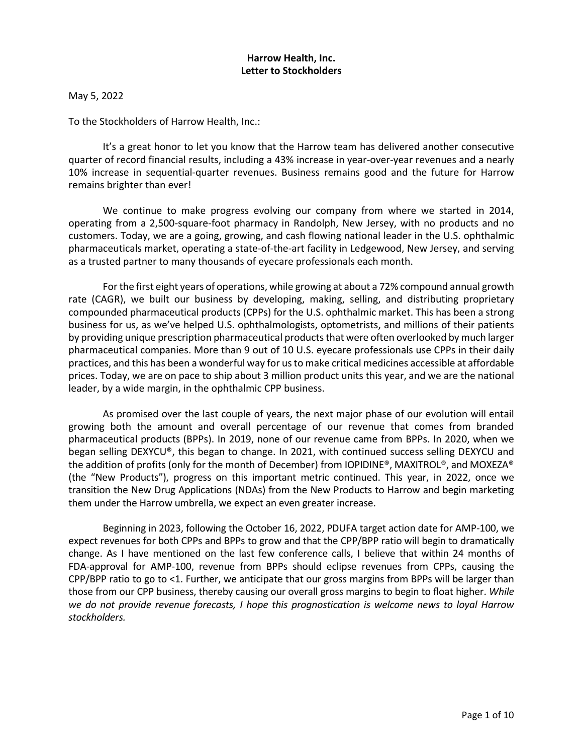**Harrow Health, Inc.**
**Letter to Stockholders**

May 5, 2022

To the Stockholders of Harrow Health, Inc.:

It's a great honor to let you know that the Harrow team has delivered another consecutive quarter of record financial results, including a 43% increase in year-over-year revenues and a nearly 10% increase in sequential-quarter revenues. Business remains good and the future for Harrow remains brighter than ever!

We continue to make progress evolving our company from where we started in 2014, operating from a 2,500-square-foot pharmacy in Randolph, New Jersey, with no products and no customers. Today, we are a going, growing, and cash flowing national leader in the U.S. ophthalmic pharmaceuticals market, operating a state-of-the-art facility in Ledgewood, New Jersey, and serving as a trusted partner to many thousands of eyecare professionals each month.

For the first eight years of operations, while growing at about a 72% compound annual growth rate (CAGR), we built our business by developing, making, selling, and distributing proprietary compounded pharmaceutical products (CPPs) for the U.S. ophthalmic market. This has been a strong business for us, as we've helped U.S. ophthalmologists, optometrists, and millions of their patients by providing unique prescription pharmaceutical products that were often overlooked by much larger pharmaceutical companies. More than 9 out of 10 U.S. eyecare professionals use CPPs in their daily practices, and this has been a wonderful way for us to make critical medicines accessible at affordable prices. Today, we are on pace to ship about 3 million product units this year, and we are the national leader, by a wide margin, in the ophthalmic CPP business.

As promised over the last couple of years, the next major phase of our evolution will entail growing both the amount and overall percentage of our revenue that comes from branded pharmaceutical products (BPPs). In 2019, none of our revenue came from BPPs. In 2020, when we began selling DEXYCU®, this began to change. In 2021, with continued success selling DEXYCU and the addition of profits (only for the month of December) from IOPIDINE®, MAXITROL®, and MOXEZA® (the "New Products"), progress on this important metric continued. This year, in 2022, once we transition the New Drug Applications (NDAs) from the New Products to Harrow and begin marketing them under the Harrow umbrella, we expect an even greater increase.

Beginning in 2023, following the October 16, 2022, PDUFA target action date for AMP-100, we expect revenues for both CPPs and BPPs to grow and that the CPP/BPP ratio will begin to dramatically change. As I have mentioned on the last few conference calls, I believe that within 24 months of FDA-approval for AMP-100, revenue from BPPs should eclipse revenues from CPPs, causing the CPP/BPP ratio to go to <1. Further, we anticipate that our gross margins from BPPs will be larger than those from our CPP business, thereby causing our overall gross margins to begin to float higher. *While we do not provide revenue forecasts, I hope this prognostication is welcome news to loyal Harrow stockholders.*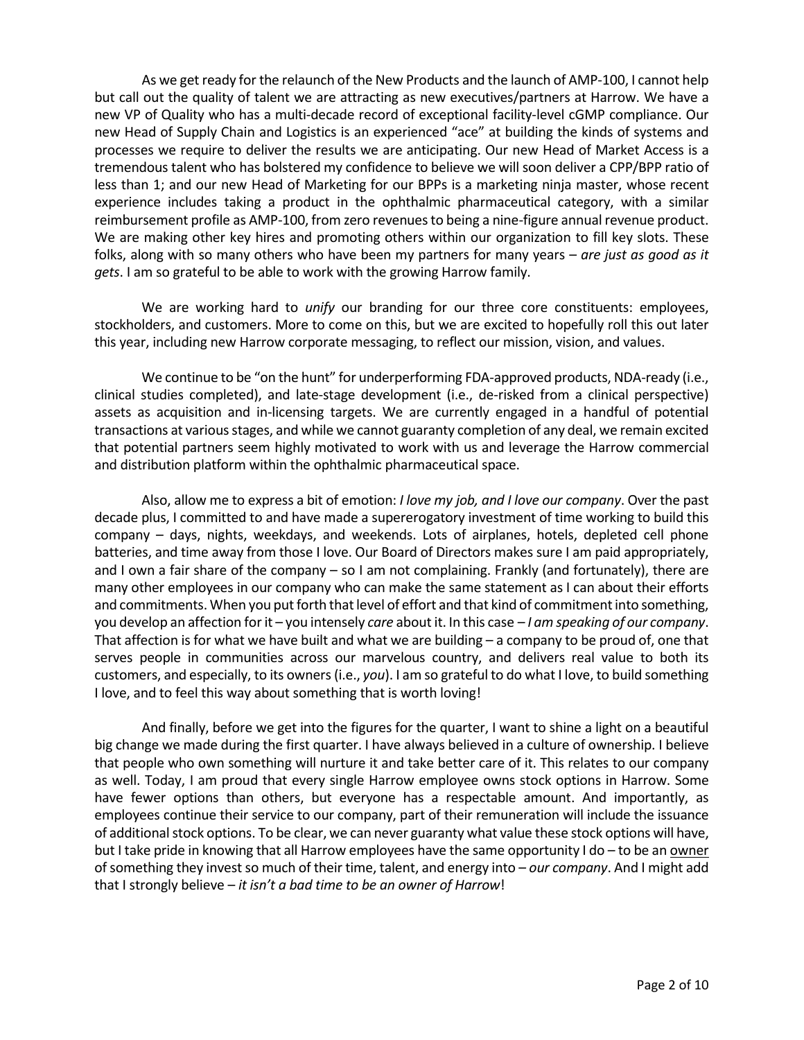As we get ready for the relaunch of the New Products and the launch of AMP-100, I cannot help but call out the quality of talent we are attracting as new executives/partners at Harrow. We have a new VP of Quality who has a multi-decade record of exceptional facility-level cGMP compliance. Our new Head of Supply Chain and Logistics is an experienced "ace" at building the kinds of systems and processes we require to deliver the results we are anticipating. Our new Head of Market Access is a tremendous talent who has bolstered my confidence to believe we will soon deliver a CPP/BPP ratio of less than 1; and our new Head of Marketing for our BPPs is a marketing ninja master, whose recent experience includes taking a product in the ophthalmic pharmaceutical category, with a similar reimbursement profile as AMP-100, from zero revenues to being a nine-figure annual revenue product. We are making other key hires and promoting others within our organization to fill key slots. These folks, along with so many others who have been my partners for many years – *are just as good as it gets*. I am so grateful to be able to work with the growing Harrow family.

We are working hard to *unify* our branding for our three core constituents: employees, stockholders, and customers. More to come on this, but we are excited to hopefully roll this out later this year, including new Harrow corporate messaging, to reflect our mission, vision, and values.

We continue to be "on the hunt" for underperforming FDA-approved products, NDA-ready (i.e., clinical studies completed), and late-stage development (i.e., de-risked from a clinical perspective) assets as acquisition and in-licensing targets. We are currently engaged in a handful of potential transactions at various stages, and while we cannot guaranty completion of any deal, we remain excited that potential partners seem highly motivated to work with us and leverage the Harrow commercial and distribution platform within the ophthalmic pharmaceutical space.

Also, allow me to express a bit of emotion: *I love my job, and I love our company*. Over the past decade plus, I committed to and have made a supererogatory investment of time working to build this company – days, nights, weekdays, and weekends. Lots of airplanes, hotels, depleted cell phone batteries, and time away from those I love. Our Board of Directors makes sure I am paid appropriately, and I own a fair share of the company – so I am not complaining. Frankly (and fortunately), there are many other employees in our company who can make the same statement as I can about their efforts and commitments. When you put forth that level of effort and that kind of commitment into something, you develop an affection for it – you intensely *care* about it. In this case – *I am speaking of our company*. That affection is for what we have built and what we are building – a company to be proud of, one that serves people in communities across our marvelous country, and delivers real value to both its customers, and especially, to its owners (i.e., *you*). I am so grateful to do what I love, to build something I love, and to feel this way about something that is worth loving!

And finally, before we get into the figures for the quarter, I want to shine a light on a beautiful big change we made during the first quarter. I have always believed in a culture of ownership. I believe that people who own something will nurture it and take better care of it. This relates to our company as well. Today, I am proud that every single Harrow employee owns stock options in Harrow. Some have fewer options than others, but everyone has a respectable amount. And importantly, as employees continue their service to our company, part of their remuneration will include the issuance of additional stock options. To be clear, we can never guaranty what value these stock options will have, but I take pride in knowing that all Harrow employees have the same opportunity I do – to be an <u>owner</u> of something they invest so much of their time, talent, and energy into – *our company*. And I might add that I strongly believe – *it isn't a bad time to be an owner of Harrow*!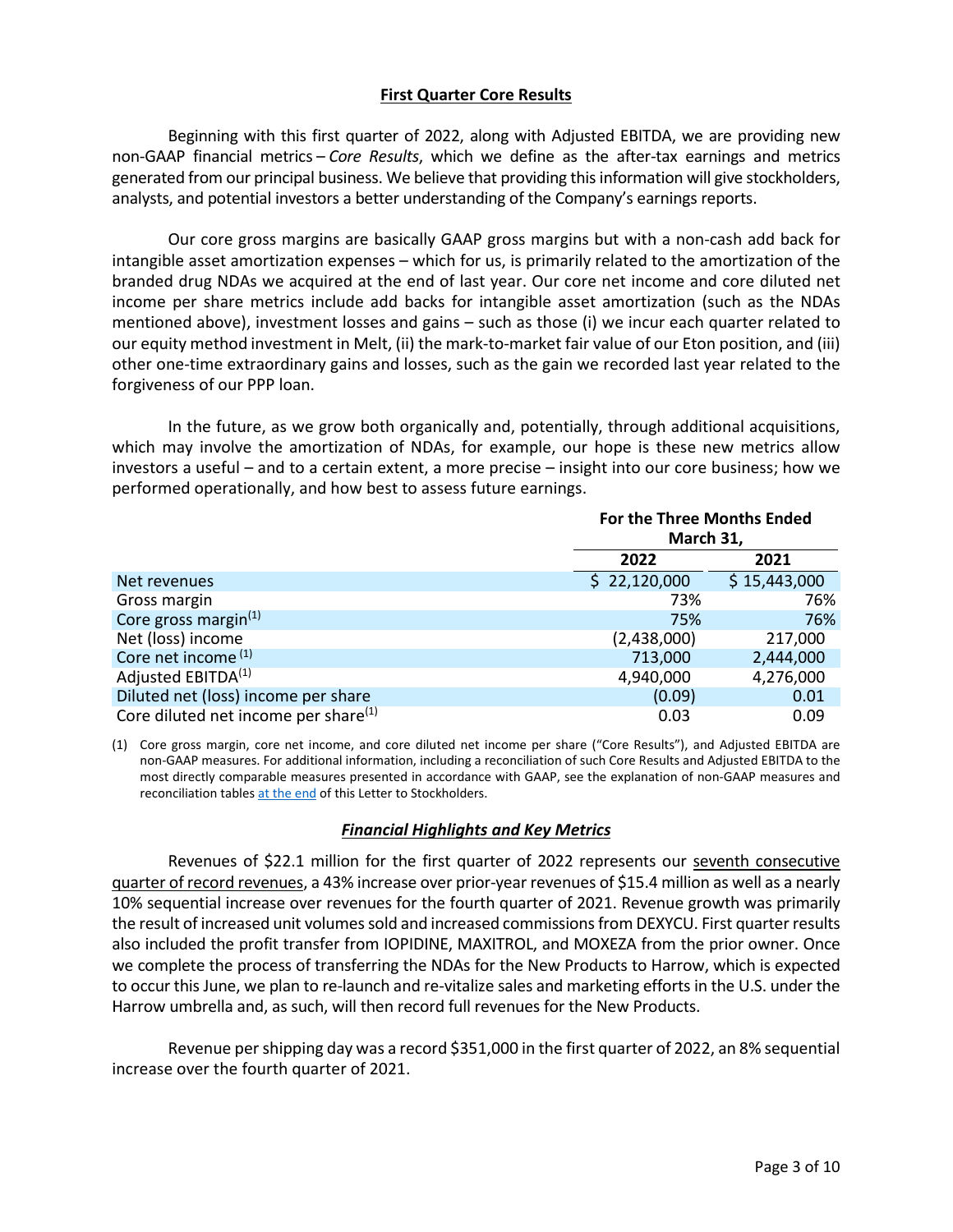## First Quarter Core Results

Beginning with this first quarter of 2022, along with Adjusted EBITDA, we are providing new non-GAAP financial metrics – *Core Results*, which we define as the after-tax earnings and metrics generated from our principal business. We believe that providing this information will give stockholders, analysts, and potential investors a better understanding of the Company's earnings reports.

Our core gross margins are basically GAAP gross margins but with a non-cash add back for intangible asset amortization expenses – which for us, is primarily related to the amortization of the branded drug NDAs we acquired at the end of last year. Our core net income and core diluted net income per share metrics include add backs for intangible asset amortization (such as the NDAs mentioned above), investment losses and gains – such as those (i) we incur each quarter related to our equity method investment in Melt, (ii) the mark-to-market fair value of our Eton position, and (iii) other one-time extraordinary gains and losses, such as the gain we recorded last year related to the forgiveness of our PPP loan.

In the future, as we grow both organically and, potentially, through additional acquisitions, which may involve the amortization of NDAs, for example, our hope is these new metrics allow investors a useful – and to a certain extent, a more precise – insight into our core business; how we performed operationally, and how best to assess future earnings.

| | For the Three Months Ended March 31, | |
|---|---|---|
| | 2022 | 2021 |
| Net revenues | $ 22,120,000 | $ 15,443,000 |
| Gross margin | 73% | 76% |
| Core gross margin[(1)] | 75% | 76% |
| Net (loss) income | (2,438,000) | 217,000 |
| Core net income [(1)] | 713,000 | 2,444,000 |
| Adjusted EBITDA[(1)] | 4,940,000 | 4,276,000 |
| Diluted net (loss) income per share | (0.09) | 0.01 |
| Core diluted net income per share[(1)] | 0.03 | 0.09 |

(1) Core gross margin, core net income, and core diluted net income per share ("Core Results"), and Adjusted EBITDA are non-GAAP measures. For additional information, including a reconciliation of such Core Results and Adjusted EBITDA to the most directly comparable measures presented in accordance with GAAP, see the explanation of non-GAAP measures and reconciliation tables at the end of this Letter to Stockholders.

### *Financial Highlights and Key Metrics*

Revenues of $22.1 million for the first quarter of 2022 represents our seventh consecutive quarter of record revenues, a 43% increase over prior-year revenues of $15.4 million as well as a nearly 10% sequential increase over revenues for the fourth quarter of 2021. Revenue growth was primarily the result of increased unit volumes sold and increased commissions from DEXYCU. First quarter results also included the profit transfer from IOPIDINE, MAXITROL, and MOXEZA from the prior owner. Once we complete the process of transferring the NDAs for the New Products to Harrow, which is expected to occur this June, we plan to re-launch and re-vitalize sales and marketing efforts in the U.S. under the Harrow umbrella and, as such, will then record full revenues for the New Products.

Revenue per shipping day was a record $351,000 in the first quarter of 2022, an 8% sequential increase over the fourth quarter of 2021.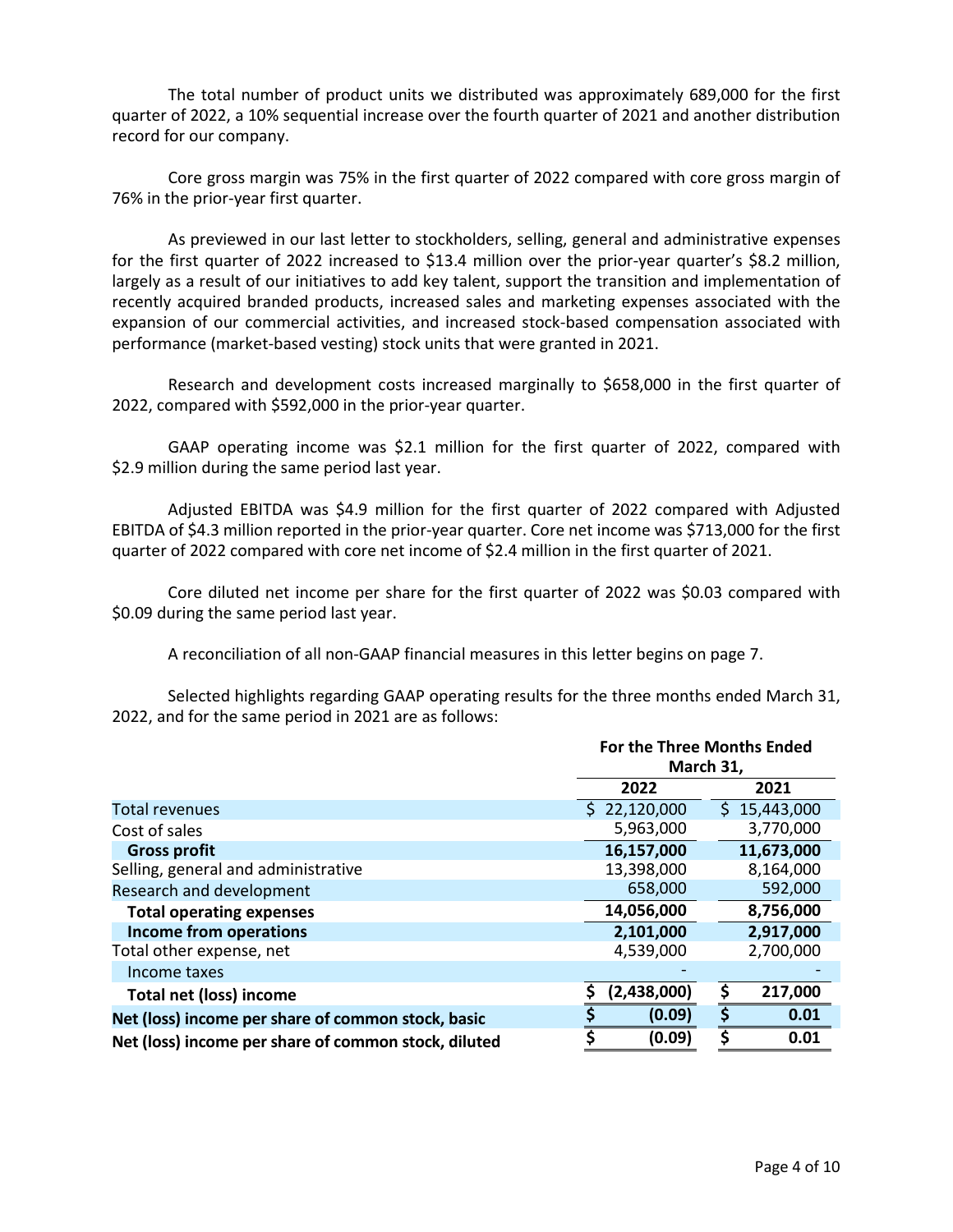The total number of product units we distributed was approximately 689,000 for the first quarter of 2022, a 10% sequential increase over the fourth quarter of 2021 and another distribution record for our company.

Core gross margin was 75% in the first quarter of 2022 compared with core gross margin of 76% in the prior-year first quarter.

As previewed in our last letter to stockholders, selling, general and administrative expenses for the first quarter of 2022 increased to $13.4 million over the prior-year quarter's $8.2 million, largely as a result of our initiatives to add key talent, support the transition and implementation of recently acquired branded products, increased sales and marketing expenses associated with the expansion of our commercial activities, and increased stock-based compensation associated with performance (market-based vesting) stock units that were granted in 2021.

Research and development costs increased marginally to $658,000 in the first quarter of 2022, compared with $592,000 in the prior-year quarter.

GAAP operating income was $2.1 million for the first quarter of 2022, compared with $2.9 million during the same period last year.

Adjusted EBITDA was $4.9 million for the first quarter of 2022 compared with Adjusted EBITDA of $4.3 million reported in the prior-year quarter. Core net income was $713,000 for the first quarter of 2022 compared with core net income of $2.4 million in the first quarter of 2021.

Core diluted net income per share for the first quarter of 2022 was $0.03 compared with $0.09 during the same period last year.

A reconciliation of all non-GAAP financial measures in this letter begins on page 7.

Selected highlights regarding GAAP operating results for the three months ended March 31, 2022, and for the same period in 2021 are as follows:

| | For the Three Months Ended March 31, | |
|---|---|---|
| | **2022** | **2021** |
| Total revenues | $ 22,120,000 | $ 15,443,000 |
| Cost of sales | 5,963,000 | 3,770,000 |
| **Gross profit** | **16,157,000** | **11,673,000** |
| Selling, general and administrative | 13,398,000 | 8,164,000 |
| Research and development | 658,000 | 592,000 |
| **Total operating expenses** | **14,056,000** | **8,756,000** |
| **Income from operations** | **2,101,000** | **2,917,000** |
| Total other expense, net | 4,539,000 | 2,700,000 |
| Income taxes | - | - |
| **Total net (loss) income** | **$ (2,438,000)** | **$ 217,000** |
| **Net (loss) income per share of common stock, basic** | **$ (0.09)** | **$ 0.01** |
| **Net (loss) income per share of common stock, diluted** | **$ (0.09)** | **$ 0.01** |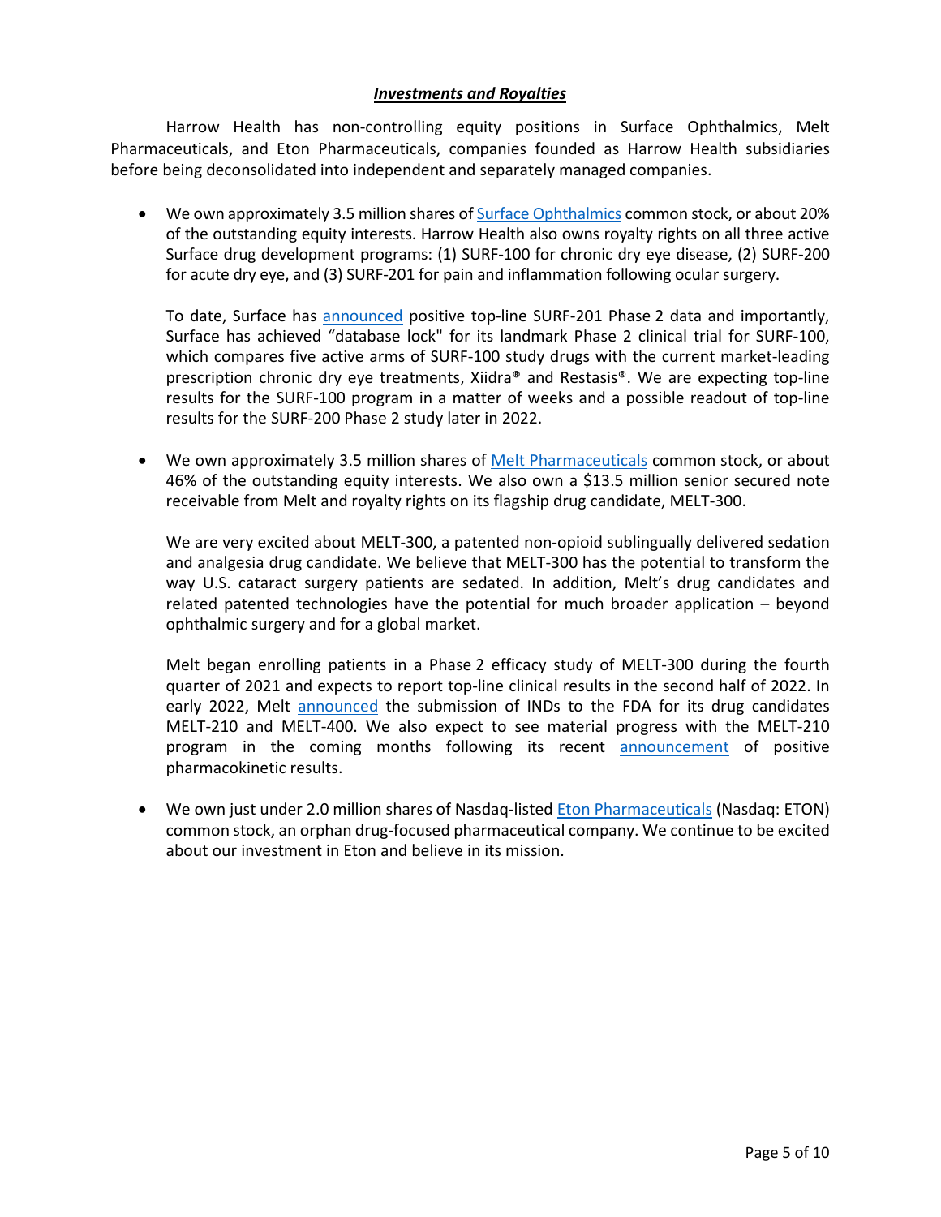## ***Investments and Royalties***

Harrow Health has non-controlling equity positions in Surface Ophthalmics, Melt Pharmaceuticals, and Eton Pharmaceuticals, companies founded as Harrow Health subsidiaries before being deconsolidated into independent and separately managed companies.

- We own approximately 3.5 million shares of Surface Ophthalmics common stock, or about 20% of the outstanding equity interests. Harrow Health also owns royalty rights on all three active Surface drug development programs: (1) SURF-100 for chronic dry eye disease, (2) SURF-200 for acute dry eye, and (3) SURF-201 for pain and inflammation following ocular surgery.

  To date, Surface has announced positive top-line SURF-201 Phase 2 data and importantly, Surface has achieved "database lock" for its landmark Phase 2 clinical trial for SURF-100, which compares five active arms of SURF-100 study drugs with the current market-leading prescription chronic dry eye treatments, Xiidra® and Restasis®. We are expecting top-line results for the SURF-100 program in a matter of weeks and a possible readout of top-line results for the SURF-200 Phase 2 study later in 2022.

- We own approximately 3.5 million shares of Melt Pharmaceuticals common stock, or about 46% of the outstanding equity interests. We also own a $13.5 million senior secured note receivable from Melt and royalty rights on its flagship drug candidate, MELT-300.

  We are very excited about MELT-300, a patented non-opioid sublingually delivered sedation and analgesia drug candidate. We believe that MELT-300 has the potential to transform the way U.S. cataract surgery patients are sedated. In addition, Melt's drug candidates and related patented technologies have the potential for much broader application – beyond ophthalmic surgery and for a global market.

  Melt began enrolling patients in a Phase 2 efficacy study of MELT-300 during the fourth quarter of 2021 and expects to report top-line clinical results in the second half of 2022. In early 2022, Melt announced the submission of INDs to the FDA for its drug candidates MELT-210 and MELT-400. We also expect to see material progress with the MELT-210 program in the coming months following its recent announcement of positive pharmacokinetic results.

- We own just under 2.0 million shares of Nasdaq-listed Eton Pharmaceuticals (Nasdaq: ETON) common stock, an orphan drug-focused pharmaceutical company. We continue to be excited about our investment in Eton and believe in its mission.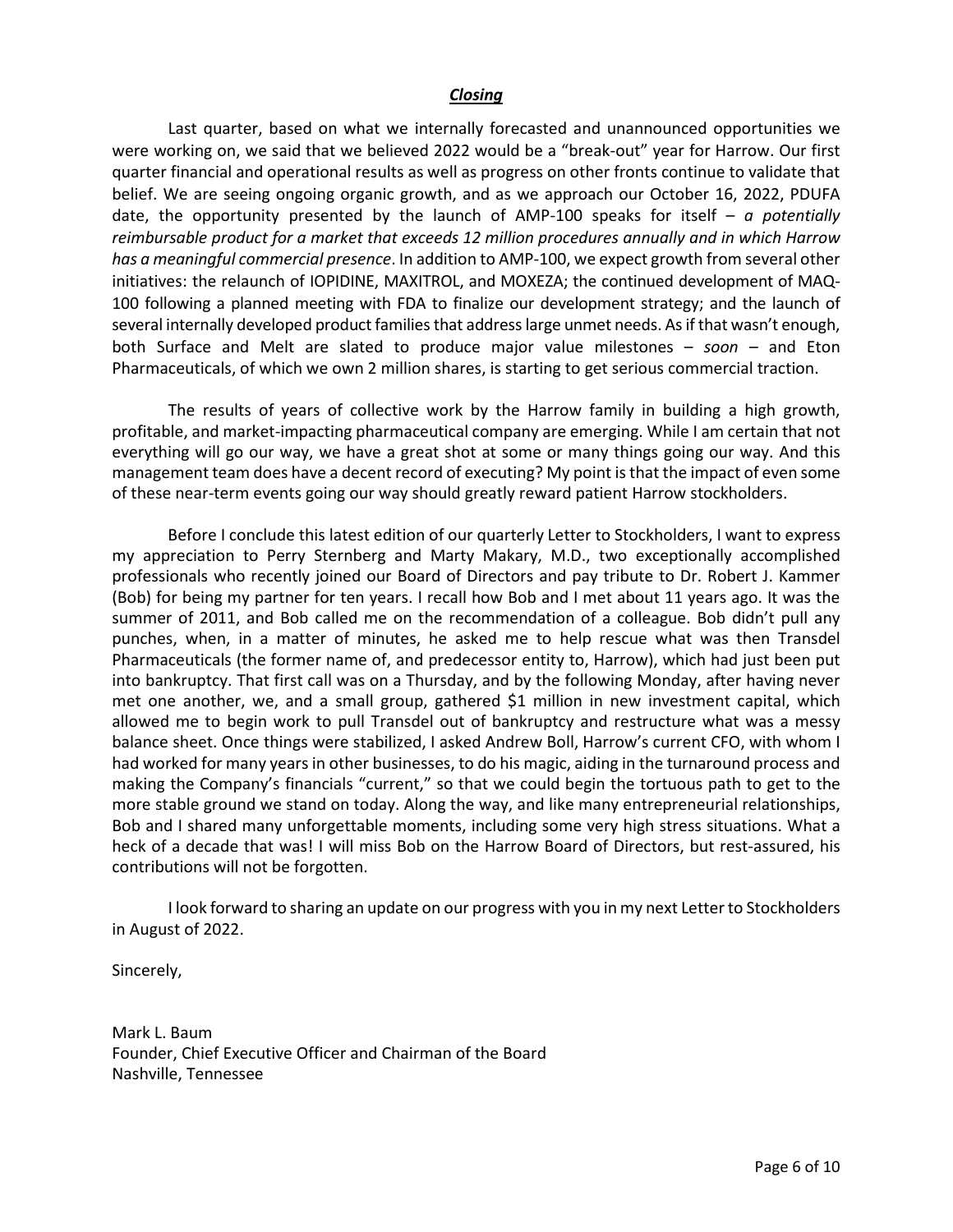## ***Closing***

Last quarter, based on what we internally forecasted and unannounced opportunities we were working on, we said that we believed 2022 would be a "break-out" year for Harrow. Our first quarter financial and operational results as well as progress on other fronts continue to validate that belief. We are seeing ongoing organic growth, and as we approach our October 16, 2022, PDUFA date, the opportunity presented by the launch of AMP-100 speaks for itself – *a potentially reimbursable product for a market that exceeds 12 million procedures annually and in which Harrow has a meaningful commercial presence*. In addition to AMP-100, we expect growth from several other initiatives: the relaunch of IOPIDINE, MAXITROL, and MOXEZA; the continued development of MAQ-100 following a planned meeting with FDA to finalize our development strategy; and the launch of several internally developed product families that address large unmet needs. As if that wasn't enough, both Surface and Melt are slated to produce major value milestones – *soon* – and Eton Pharmaceuticals, of which we own 2 million shares, is starting to get serious commercial traction.

The results of years of collective work by the Harrow family in building a high growth, profitable, and market-impacting pharmaceutical company are emerging. While I am certain that not everything will go our way, we have a great shot at some or many things going our way. And this management team does have a decent record of executing? My point is that the impact of even some of these near-term events going our way should greatly reward patient Harrow stockholders.

Before I conclude this latest edition of our quarterly Letter to Stockholders, I want to express my appreciation to Perry Sternberg and Marty Makary, M.D., two exceptionally accomplished professionals who recently joined our Board of Directors and pay tribute to Dr. Robert J. Kammer (Bob) for being my partner for ten years. I recall how Bob and I met about 11 years ago. It was the summer of 2011, and Bob called me on the recommendation of a colleague. Bob didn't pull any punches, when, in a matter of minutes, he asked me to help rescue what was then Transdel Pharmaceuticals (the former name of, and predecessor entity to, Harrow), which had just been put into bankruptcy. That first call was on a Thursday, and by the following Monday, after having never met one another, we, and a small group, gathered $1 million in new investment capital, which allowed me to begin work to pull Transdel out of bankruptcy and restructure what was a messy balance sheet. Once things were stabilized, I asked Andrew Boll, Harrow's current CFO, with whom I had worked for many years in other businesses, to do his magic, aiding in the turnaround process and making the Company's financials "current," so that we could begin the tortuous path to get to the more stable ground we stand on today. Along the way, and like many entrepreneurial relationships, Bob and I shared many unforgettable moments, including some very high stress situations. What a heck of a decade that was! I will miss Bob on the Harrow Board of Directors, but rest-assured, his contributions will not be forgotten.

I look forward to sharing an update on our progress with you in my next Letter to Stockholders in August of 2022.

Sincerely,

Mark L. Baum
Founder, Chief Executive Officer and Chairman of the Board
Nashville, Tennessee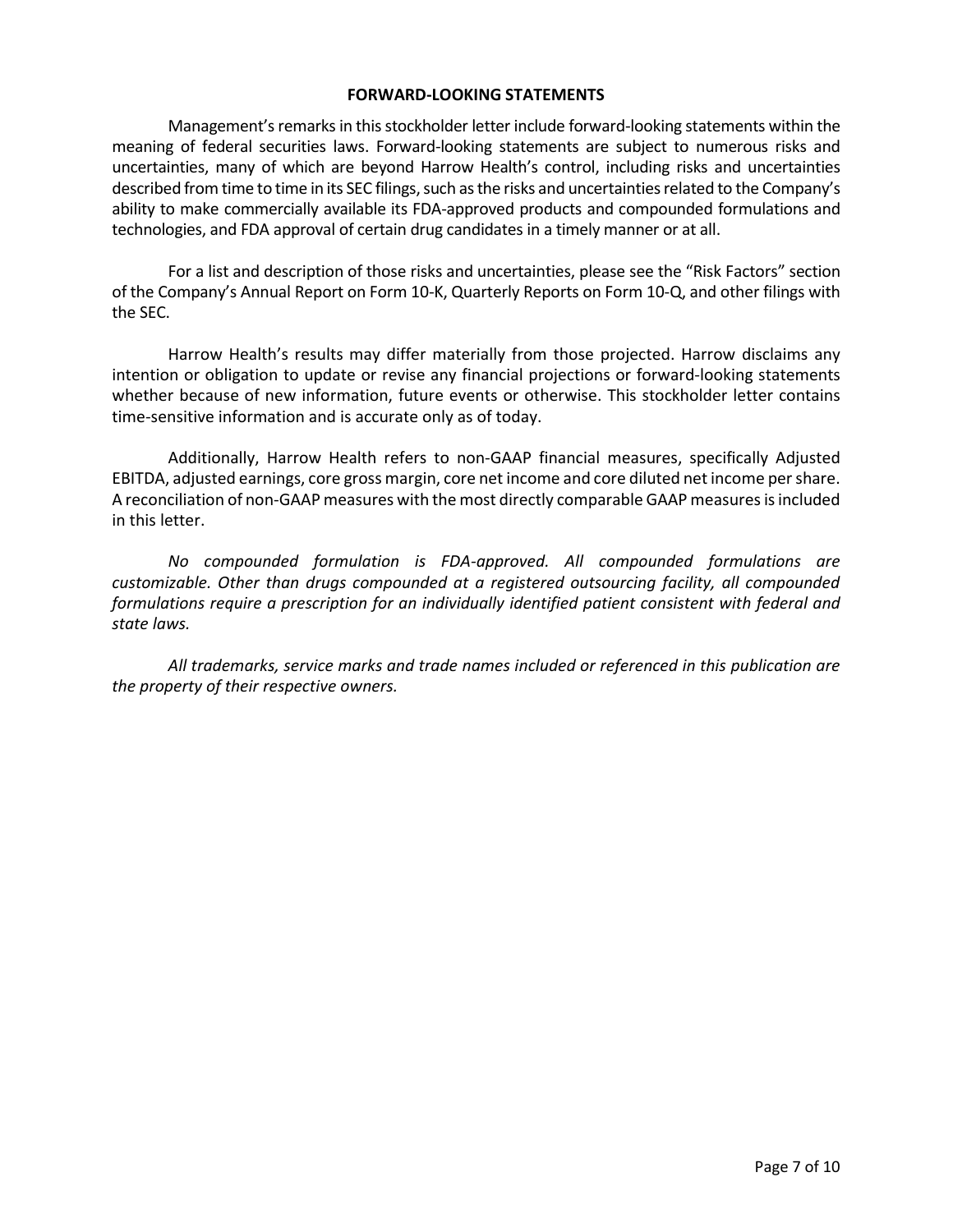## FORWARD-LOOKING STATEMENTS

Management's remarks in this stockholder letter include forward-looking statements within the meaning of federal securities laws. Forward-looking statements are subject to numerous risks and uncertainties, many of which are beyond Harrow Health's control, including risks and uncertainties described from time to time in its SEC filings, such as the risks and uncertainties related to the Company's ability to make commercially available its FDA-approved products and compounded formulations and technologies, and FDA approval of certain drug candidates in a timely manner or at all.

For a list and description of those risks and uncertainties, please see the "Risk Factors" section of the Company's Annual Report on Form 10-K, Quarterly Reports on Form 10-Q, and other filings with the SEC.

Harrow Health's results may differ materially from those projected. Harrow disclaims any intention or obligation to update or revise any financial projections or forward-looking statements whether because of new information, future events or otherwise. This stockholder letter contains time-sensitive information and is accurate only as of today.

Additionally, Harrow Health refers to non-GAAP financial measures, specifically Adjusted EBITDA, adjusted earnings, core gross margin, core net income and core diluted net income per share. A reconciliation of non-GAAP measures with the most directly comparable GAAP measures is included in this letter.

*No compounded formulation is FDA-approved. All compounded formulations are customizable. Other than drugs compounded at a registered outsourcing facility, all compounded formulations require a prescription for an individually identified patient consistent with federal and state laws.*

*All trademarks, service marks and trade names included or referenced in this publication are the property of their respective owners.*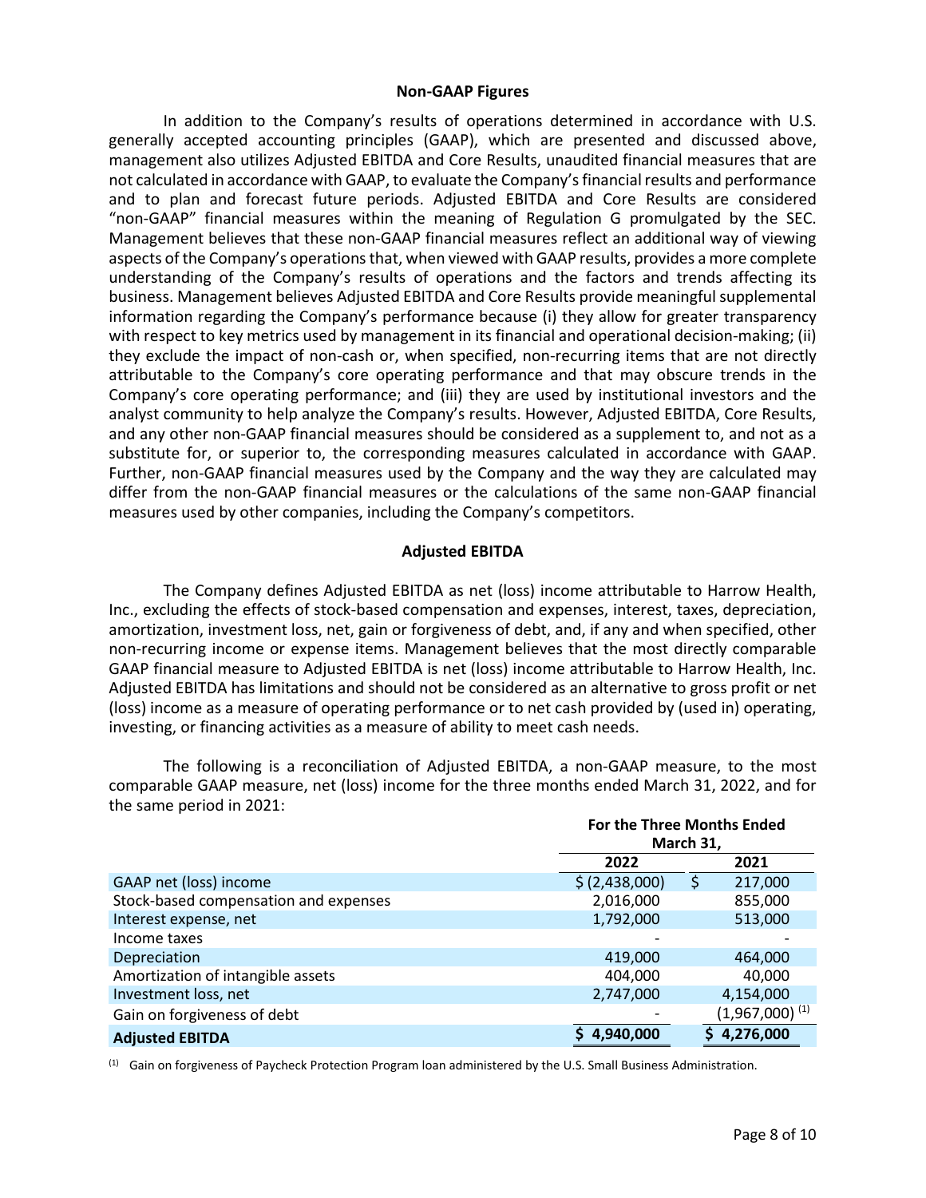### Non-GAAP Figures

In addition to the Company's results of operations determined in accordance with U.S. generally accepted accounting principles (GAAP), which are presented and discussed above, management also utilizes Adjusted EBITDA and Core Results, unaudited financial measures that are not calculated in accordance with GAAP, to evaluate the Company's financial results and performance and to plan and forecast future periods. Adjusted EBITDA and Core Results are considered "non-GAAP" financial measures within the meaning of Regulation G promulgated by the SEC. Management believes that these non-GAAP financial measures reflect an additional way of viewing aspects of the Company's operations that, when viewed with GAAP results, provides a more complete understanding of the Company's results of operations and the factors and trends affecting its business. Management believes Adjusted EBITDA and Core Results provide meaningful supplemental information regarding the Company's performance because (i) they allow for greater transparency with respect to key metrics used by management in its financial and operational decision-making; (ii) they exclude the impact of non-cash or, when specified, non-recurring items that are not directly attributable to the Company's core operating performance and that may obscure trends in the Company's core operating performance; and (iii) they are used by institutional investors and the analyst community to help analyze the Company's results. However, Adjusted EBITDA, Core Results, and any other non-GAAP financial measures should be considered as a supplement to, and not as a substitute for, or superior to, the corresponding measures calculated in accordance with GAAP. Further, non-GAAP financial measures used by the Company and the way they are calculated may differ from the non-GAAP financial measures or the calculations of the same non-GAAP financial measures used by other companies, including the Company's competitors.

### Adjusted EBITDA

The Company defines Adjusted EBITDA as net (loss) income attributable to Harrow Health, Inc., excluding the effects of stock-based compensation and expenses, interest, taxes, depreciation, amortization, investment loss, net, gain or forgiveness of debt, and, if any and when specified, other non-recurring income or expense items. Management believes that the most directly comparable GAAP financial measure to Adjusted EBITDA is net (loss) income attributable to Harrow Health, Inc. Adjusted EBITDA has limitations and should not be considered as an alternative to gross profit or net (loss) income as a measure of operating performance or to net cash provided by (used in) operating, investing, or financing activities as a measure of ability to meet cash needs.

The following is a reconciliation of Adjusted EBITDA, a non-GAAP measure, to the most comparable GAAP measure, net (loss) income for the three months ended March 31, 2022, and for the same period in 2021:

| | For the Three Months Ended March 31, | |
|---|---|---|
| | **2022** | **2021** |
| GAAP net (loss) income | $ (2,438,000) | $ 217,000 |
| Stock-based compensation and expenses | 2,016,000 | 855,000 |
| Interest expense, net | 1,792,000 | 513,000 |
| Income taxes | - | - |
| Depreciation | 419,000 | 464,000 |
| Amortization of intangible assets | 404,000 | 40,000 |
| Investment loss, net | 2,747,000 | 4,154,000 |
| Gain on forgiveness of debt | - | (1,967,000) (1) |
| **Adjusted EBITDA** | **$ 4,940,000** | **$ 4,276,000** |

(1) Gain on forgiveness of Paycheck Protection Program loan administered by the U.S. Small Business Administration.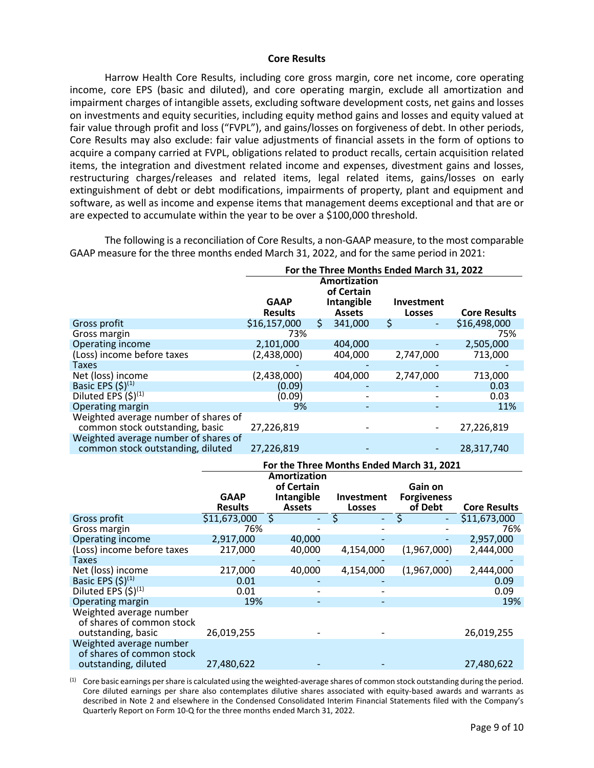## Core Results

Harrow Health Core Results, including core gross margin, core net income, core operating income, core EPS (basic and diluted), and core operating margin, exclude all amortization and impairment charges of intangible assets, excluding software development costs, net gains and losses on investments and equity securities, including equity method gains and losses and equity valued at fair value through profit and loss ("FVPL"), and gains/losses on forgiveness of debt. In other periods, Core Results may also exclude: fair value adjustments of financial assets in the form of options to acquire a company carried at FVPL, obligations related to product recalls, certain acquisition related items, the integration and divestment related income and expenses, divestment gains and losses, restructuring charges/releases and related items, legal related items, gains/losses on early extinguishment of debt or debt modifications, impairments of property, plant and equipment and software, as well as income and expense items that management deems exceptional and that are or are expected to accumulate within the year to be over a $100,000 threshold.

The following is a reconciliation of Core Results, a non-GAAP measure, to the most comparable GAAP measure for the three months ended March 31, 2022, and for the same period in 2021:

| | For the Three Months Ended March 31, 2022 | | | |
|---|---|---|---|---|
| | GAAP Results | Amortization of Certain Intangible Assets | Investment Losses | Core Results |
| Gross profit | $16,157,000 | $ 341,000 | $ - | $16,498,000 |
| Gross margin | 73% | | | 75% |
| Operating income | 2,101,000 | 404,000 | - | 2,505,000 |
| (Loss) income before taxes | (2,438,000) | 404,000 | 2,747,000 | 713,000 |
| Taxes | - | - | - | - |
| Net (loss) income | (2,438,000) | 404,000 | 2,747,000 | 713,000 |
| Basic EPS ($)[1] | (0.09) | - | - | 0.03 |
| Diluted EPS ($)[1] | (0.09) | - | - | 0.03 |
| Operating margin | 9% | - | - | 11% |
| Weighted average number of shares of common stock outstanding, basic | 27,226,819 | - | - | 27,226,819 |
| Weighted average number of shares of common stock outstanding, diluted | 27,226,819 | - | - | 28,317,740 |

| | For the Three Months Ended March 31, 2021 | | | | |
|---|---|---|---|---|---|
| | GAAP Results | Amortization of Certain Intangible Assets | Investment Losses | Gain on Forgiveness of Debt | Core Results |
| Gross profit | $11,673,000 | $ - | $ - | $ - | $11,673,000 |
| Gross margin | 76% | - | - | - | 76% |
| Operating income | 2,917,000 | 40,000 | - | - | 2,957,000 |
| (Loss) income before taxes | 217,000 | 40,000 | 4,154,000 | (1,967,000) | 2,444,000 |
| Taxes | - | - | - | - | - |
| Net (loss) income | 217,000 | 40,000 | 4,154,000 | (1,967,000) | 2,444,000 |
| Basic EPS ($)[1] | 0.01 | - | - | | 0.09 |
| Diluted EPS ($)[1] | 0.01 | - | - | | 0.09 |
| Operating margin | 19% | - | - | | 19% |
| Weighted average number of shares of common stock outstanding, basic | 26,019,255 | - | - | | 26,019,255 |
| Weighted average number of shares of common stock outstanding, diluted | 27,480,622 | - | - | | 27,480,622 |

(1) Core basic earnings per share is calculated using the weighted-average shares of common stock outstanding during the period. Core diluted earnings per share also contemplates dilutive shares associated with equity-based awards and warrants as described in Note 2 and elsewhere in the Condensed Consolidated Interim Financial Statements filed with the Company's Quarterly Report on Form 10-Q for the three months ended March 31, 2022.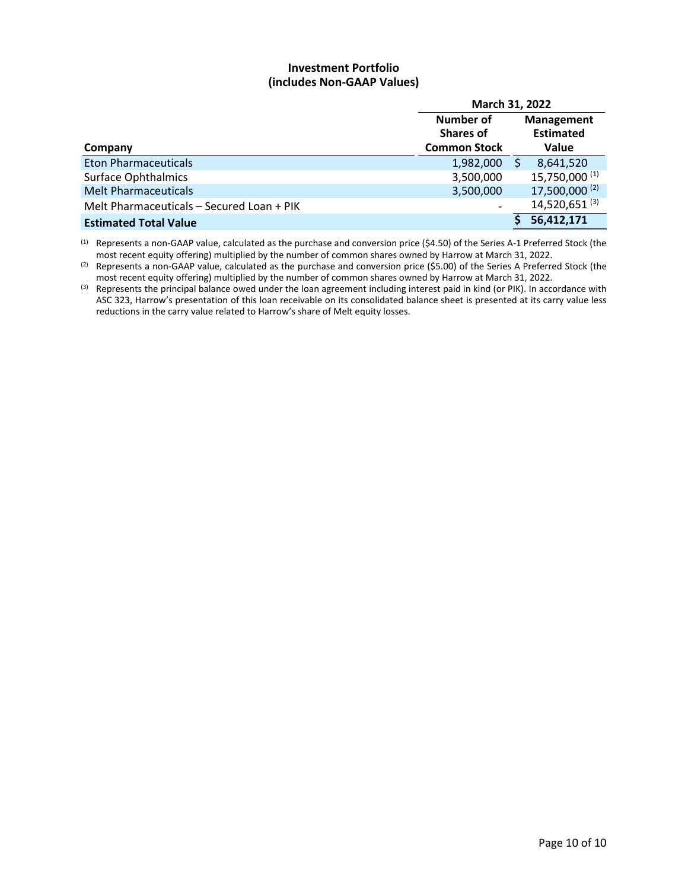## Investment Portfolio
## (includes Non-GAAP Values)

| Company | March 31, 2022 | |
|---|---|---|
| | Number of Shares of Common Stock | Management Estimated Value |
| Eton Pharmaceuticals | 1,982,000 | $ 8,641,520 |
| Surface Ophthalmics | 3,500,000 | 15,750,000 [(1)] |
| Melt Pharmaceuticals | 3,500,000 | 17,500,000 [(2)] |
| Melt Pharmaceuticals – Secured Loan + PIK | - | 14,520,651 [(3)] |
| **Estimated Total Value** | | **$ 56,412,171** |

[(1)] Represents a non-GAAP value, calculated as the purchase and conversion price ($4.50) of the Series A-1 Preferred Stock (the most recent equity offering) multiplied by the number of common shares owned by Harrow at March 31, 2022.

[(2)] Represents a non-GAAP value, calculated as the purchase and conversion price ($5.00) of the Series A Preferred Stock (the most recent equity offering) multiplied by the number of common shares owned by Harrow at March 31, 2022.

[(3)] Represents the principal balance owed under the loan agreement including interest paid in kind (or PIK). In accordance with ASC 323, Harrow's presentation of this loan receivable on its consolidated balance sheet is presented at its carry value less reductions in the carry value related to Harrow's share of Melt equity losses.